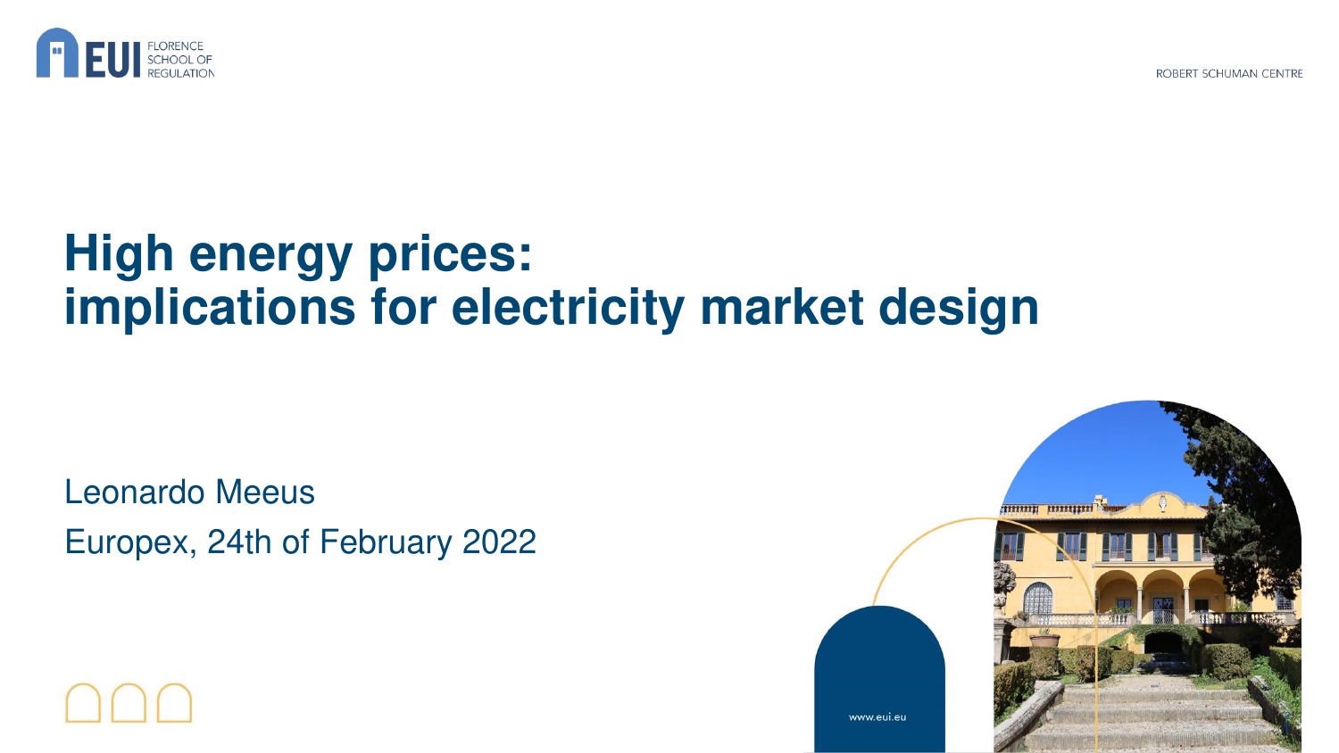EUI FLORENCE SCHOOL OF REGULATION

ROBERT SCHUMAN CENTRE

# High energy prices: implications for electricity market design

Leonardo Meeus

Europex, 24th of February 2022

www.eui.eu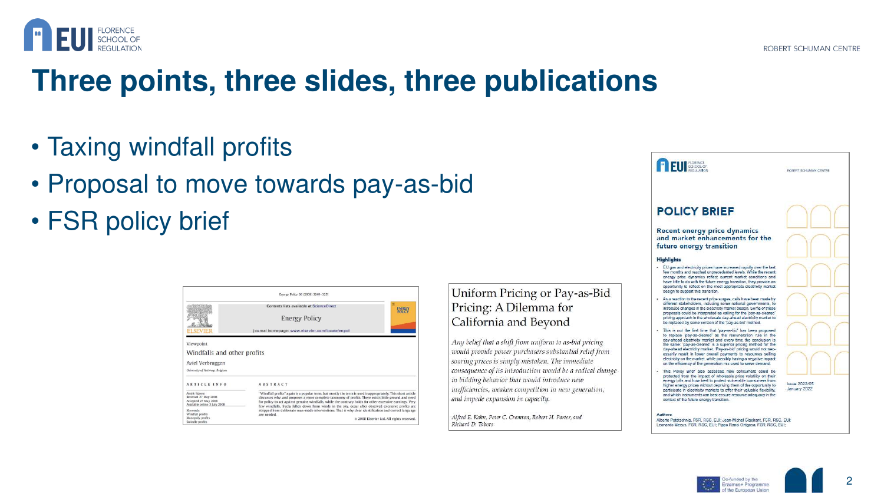# Three points, three slides, three publications

- Taxing windfall profits
- Proposal to move towards pay-as-bid
- FSR policy brief

Energy Policy 36 (2008) 3249–3251

Contents lists available at ScienceDirect

Energy Policy

journal homepage: www.elsevier.com/locate/enpol

Viewpoint

Windfalls and other profits

Aviel Verbruggen

University of Antwerp, Belgium

ARTICLE INFO

Article history:
Received 27 May 2008
Accepted 27 May 2008
Available online 3 July 2008

Keywords:
Windfall profits
Monopoly profits
Swindle profits

ABSTRACT

"Windfall profits" again is a popular term, but mostly the term is used inappropriately. This short article discusses why, and proposes a more complete taxonomy of profits. There exists little ground and need for policy to act against genuine windfalls, while the contrary holds for other excessive earnings. Very few windfalls, freely fallen down from winds in the sky, occur after observed excessive profits are stripped from deliberate man-made interventions. That is why clear identification and correct language are needed.

© 2008 Elsevier Ltd. All rights reserved.

Uniform Pricing or Pay-as-Bid Pricing: A Dilemma for California and Beyond

*Any belief that a shift from uniform to as-bid pricing would provide power purchasers substantial relief from soaring prices is simply mistaken. The immediate consequence of its introduction would be a radical change in bidding behavior that would introduce new inefficiencies, weaken competition in new generation, and impede expansion in capacity.*

*Alfred E. Kahn, Peter C. Cramton, Robert H. Porter, and Richard D. Tabors*

ROBERT SCHUMAN CENTRE

POLICY BRIEF

Recent energy price dynamics and market enhancements for the future energy transition

Highlights

- EU gas and electricity prices have increased rapidly over the last few months and reached unprecedented levels. While the recent energy price dynamics reflect current market conditions and have little to do with the future energy transition, they provide an opportunity to reflect on the most appropriate electricity market design to support this transition.
- As a reaction to the recent price surges, calls have been made by different stakeholders, including some national governments, to introduce changes in the electricity market design. Some of these proposals could be interpreted as calling for the 'pay-as-cleared' pricing approach in the wholesale day-ahead electricity market to be replaced by some version of the 'pay-as-bid' method.
- This is not the first time that 'pay-as-bid' has been proposed to replace 'pay-as-cleared' as the remuneration rule in the day-ahead electricity market and every time the conclusion is the same: 'pay-as-cleared' is a superior pricing method for the day-ahead electricity market. 'Pay-as-bid' pricing would not necessarily result in lower overall payments to resources selling electricity on the market, while possibly having a negative impact on the efficiency of the generation mix used to serve demand.
- This Policy Brief also assesses how consumers could be protected from the impact of wholesale price volatility on their energy bills and how best to protect vulnerable consumers from higher energy prices without depriving them of the opportunity to participate in electricity markets to offer their valuable flexibility, and which instruments can best ensure resource adequacy in the context of the future energy transition.

Issue 2022/05
January 2022

Authors

Alberto Pototschnig, FSR, RSC, EUI; Jean-Michel Glachant, FSR, RSC, EUI; Leonardo Meeus, FSR, RSC, EUI; Pippo Ranci Ortigosa, FSR, RSC, EUI;

Co-funded by the Erasmus+ Programme of the European Union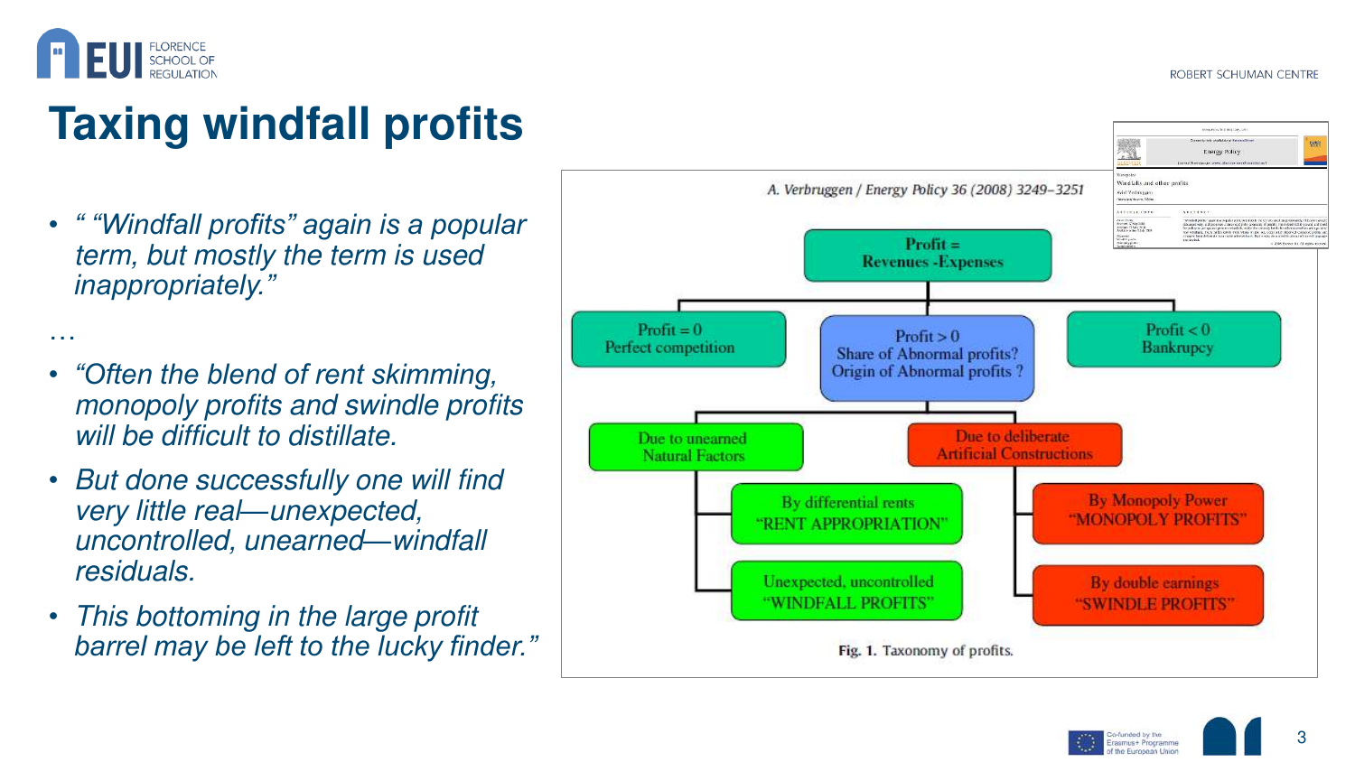# Taxing windfall profits

- *" "Windfall profits" again is a popular term, but mostly the term is used inappropriately."*

…

- *"Often the blend of rent skimming, monopoly profits and swindle profits will be difficult to distillate.*
- *But done successfully one will find very little real—unexpected, uncontrolled, unearned—windfall residuals.*
- *This bottoming in the large profit barrel may be left to the lucky finder."*

A. Verbruggen / Energy Policy 36 (2008) 3249–3251

Profit = Revenues - Expenses

- Profit = 0 Perfect competition
- Profit > 0 Share of Abnormal profits? Origin of Abnormal profits ?
  - Due to unearned Natural Factors
    - By differential rents "RENT APPROPRIATION"
    - Unexpected, uncontrolled "WINDFALL PROFITS"
  - Due to deliberate Artificial Constructions
    - By Monopoly Power "MONOPOLY PROFITS"
    - By double earnings "SWINDLE PROFITS"
- Profit < 0 Bankrupcy

**Fig. 1.** Taxonomy of profits.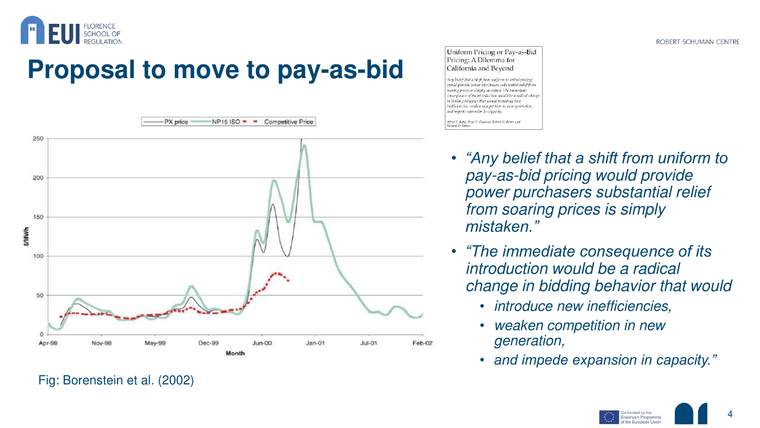# Proposal to move to pay-as-bid

Uniform Pricing or Pay-as-Bid Pricing: A Dilemma for California and Beyond

Fig: Borenstein et al. (2002)

- *"Any belief that a shift from uniform to pay-as-bid pricing would provide power purchasers substantial relief from soaring prices is simply mistaken."*
- *"The immediate consequence of its introduction would be a radical change in bidding behavior that would*
  - *introduce new inefficiencies,*
  - *weaken competition in new generation,*
  - *and impede expansion in capacity."*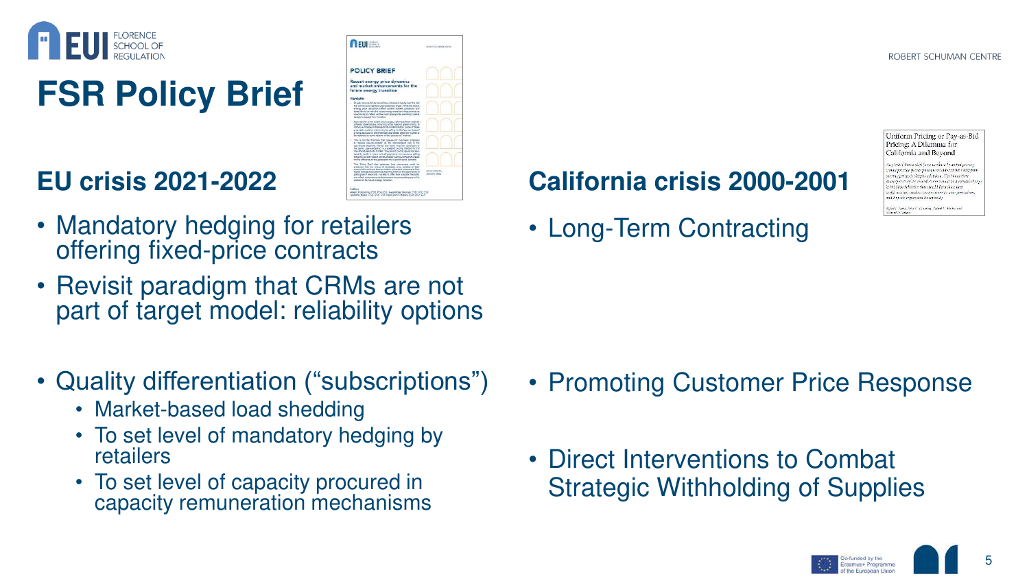# FSR Policy Brief

## EU crisis 2021-2022

- Mandatory hedging for retailers offering fixed-price contracts
- Revisit paradigm that CRMs are not part of target model: reliability options

- Quality differentiation (“subscriptions”)
  - Market-based load shedding
  - To set level of mandatory hedging by retailers
  - To set level of capacity procured in capacity remuneration mechanisms

## California crisis 2000-2001

- Long-Term Contracting

- Promoting Customer Price Response

- Direct Interventions to Combat Strategic Withholding of Supplies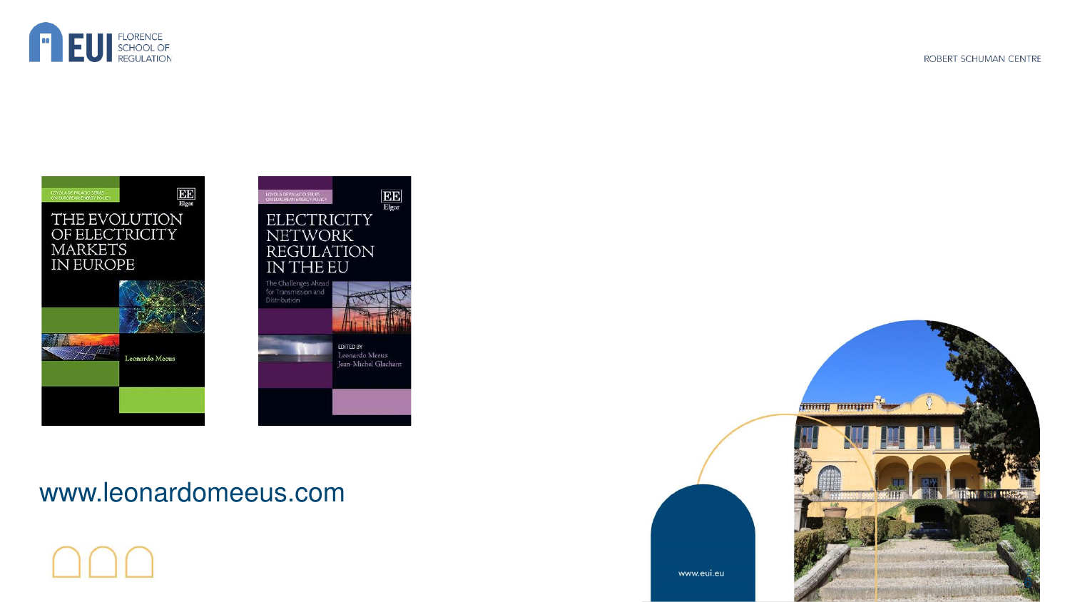www.leonardomeeus.com